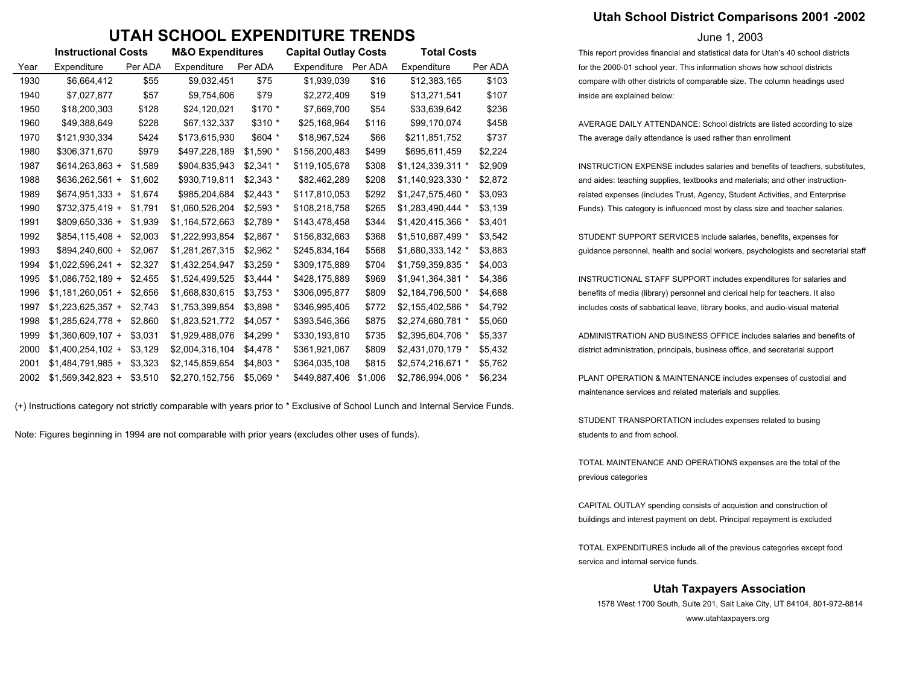# UTAH SCHOOL EXPENDITURE TRENDS

| Year | Instructional Costs | | M&O Expenditures | | Capital Outlay Costs | | Total Costs | |
|---|---|---|---|---|---|---|---|---|
| | Expenditure | Per ADA | Expenditure | Per ADA | Expenditure | Per ADA | Expenditure | Per ADA |
| 1930 | $6,664,412 | $55 | $9,032,451 | $75 | $1,939,039 | $16 | $12,383,165 | $103 |
| 1940 | $7,027,877 | $57 | $9,754,606 | $79 | $2,272,409 | $19 | $13,271,541 | $107 |
| 1950 | $18,200,303 | $128 | $24,120,021 | $170 * | $7,669,700 | $54 | $33,639,642 | $236 |
| 1960 | $49,388,649 | $228 | $67,132,337 | $310 * | $25,168,964 | $116 | $99,170,074 | $458 |
| 1970 | $121,930,334 | $424 | $173,615,930 | $604 * | $18,967,524 | $66 | $211,851,752 | $737 |
| 1980 | $306,371,670 | $979 | $497,228,189 | $1,590 * | $156,200,483 | $499 | $695,611,459 | $2,224 |
| 1987 | $614,263,863 + | $1,589 | $904,835,943 | $2,341 * | $119,105,678 | $308 | $1,124,339,311 * | $2,909 |
| 1988 | $636,262,561 + | $1,602 | $930,719,811 | $2,343 * | $82,462,289 | $208 | $1,140,923,330 * | $2,872 |
| 1989 | $674,951,333 + | $1,674 | $985,204,684 | $2,443 * | $117,810,053 | $292 | $1,247,575,460 * | $3,093 |
| 1990 | $732,375,419 + | $1,791 | $1,060,526,204 | $2,593 * | $108,218,758 | $265 | $1,283,490,444 * | $3,139 |
| 1991 | $809,650,336 + | $1,939 | $1,164,572,663 | $2,789 * | $143,478,458 | $344 | $1,420,415,366 * | $3,401 |
| 1992 | $854,115,408 + | $2,003 | $1,222,993,854 | $2,867 * | $156,832,663 | $368 | $1,510,687,499 * | $3,542 |
| 1993 | $894,240,600 + | $2,067 | $1,281,267,315 | $2,962 * | $245,834,164 | $568 | $1,680,333,142 * | $3,883 |
| 1994 | $1,022,596,241 + | $2,327 | $1,432,254,947 | $3,259 * | $309,175,889 | $704 | $1,759,359,835 * | $4,003 |
| 1995 | $1,086,752,189 + | $2,455 | $1,524,499,525 | $3,444 * | $428,175,889 | $969 | $1,941,364,381 * | $4,386 |
| 1996 | $1,181,260,051 + | $2,656 | $1,668,830,615 | $3,753 * | $306,095,877 | $809 | $2,184,796,500 * | $4,688 |
| 1997 | $1,223,625,357 + | $2,743 | $1,753,399,854 | $3,898 * | $346,995,405 | $772 | $2,155,402,586 * | $4,792 |
| 1998 | $1,285,624,778 + | $2,860 | $1,823,521,772 | $4,057 * | $393,546,366 | $875 | $2,274,680,781 * | $5,060 |
| 1999 | $1,360,609,107 + | $3,031 | $1,929,488,076 | $4,299 * | $330,193,810 | $735 | $2,395,604,706 * | $5,337 |
| 2000 | $1,400,254,102 + | $3,129 | $2,004,316,104 | $4,478 * | $361,921,067 | $809 | $2,431,070,179 * | $5,432 |
| 2001 | $1,484,791,985 + | $3,323 | $2,145,859,654 | $4,803 * | $364,035,108 | $815 | $2,574,216,671 * | $5,762 |
| 2002 | $1,569,342,823 + | $3,510 | $2,270,152,756 | $5,069 * | $449,887,406 | $1,006 | $2,786,994,006 * | $6,234 |

(+) Instructions category not strictly comparable with years prior to * Exclusive of School Lunch and Internal Service Funds.

Note: Figures beginning in 1994 are not comparable with prior years (excludes other uses of funds).

## Utah School District Comparisons 2001 -2002

June 1, 2003

This report provides financial and statistical data for Utah's 40 school districts for the 2000-01 school year. This information shows how school districts compare with other districts of comparable size. The column headings used inside are explained below:

AVERAGE DAILY ATTENDANCE: School districts are listed according to size The average daily attendance is used rather than enrollment

INSTRUCTION EXPENSE includes salaries and benefits of teachers, substitutes, and aides: teaching supplies, textbooks and materials; and other instruction-related expenses (includes Trust, Agency, Student Activities, and Enterprise Funds). This category is influenced most by class size and teacher salaries.

STUDENT SUPPORT SERVICES include salaries, benefits, expenses for guidance personnel, health and social workers, psychologists and secretarial staff

INSTRUCTIONAL STAFF SUPPORT includes expenditures for salaries and benefits of media (library) personnel and clerical help for teachers. It also includes costs of sabbatical leave, library books, and audio-visual material

ADMINISTRATION AND BUSINESS OFFICE includes salaries and benefits of district administration, principals, business office, and secretarial support

PLANT OPERATION & MAINTENANCE includes expenses of custodial and maintenance services and related materials and supplies.

STUDENT TRANSPORTATION includes expenses related to busing students to and from school.

TOTAL MAINTENANCE AND OPERATIONS expenses are the total of the previous categories

CAPITAL OUTLAY spending consists of acquistion and construction of buildings and interest payment on debt. Principal repayment is excluded

TOTAL EXPENDITURES include all of the previous categories except food service and internal service funds.

### Utah Taxpayers Association

1578 West 1700 South, Suite 201, Salt Lake City, UT 84104, 801-972-8814

www.utahtaxpayers.org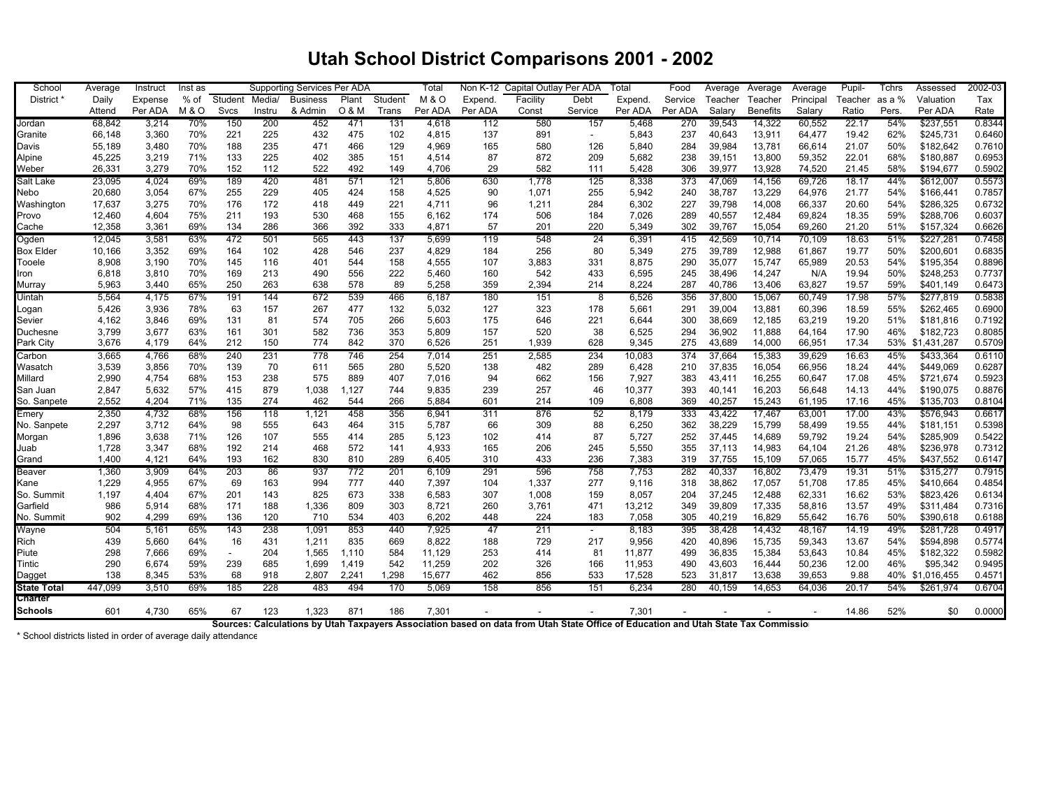# Utah School District Comparisons 2001 - 2002

| School District * | Average Daily Attend | Instruct Expense Per ADA | Inst as % of M & O | Supporting Services Per ADA Student Svcs | Media/ Instru | Business & Admin | Plant O & M | Student Trans | Total M & O Per ADA | Non K-12 Expend. Per ADA | Capital Outlay Per ADA Facility Const | Debt Service | Total Expend. Per ADA | Food Service Per ADA | Average Teacher Salary | Average Teacher Benefits | Average Principal Salary | Pupil-Teacher Ratio | Tchrs as a % Pers. | Assessed Valuation Per ADA | 2002-03 Tax Rate |
|---|---|---|---|---|---|---|---|---|---|---|---|---|---|---|---|---|---|---|---|---|---|
| Jordan | 68,842 | 3,214 | 70% | 150 | 200 | 452 | 471 | 131 | 4,618 | 112 | 580 | 157 | 5,468 | 270 | 39,543 | 14,322 | 60,552 | 22.17 | 54% | $237,551 | 0.8344 |
| Granite | 66,148 | 3,360 | 70% | 221 | 225 | 432 | 475 | 102 | 4,815 | 137 | 891 | - | 5,843 | 237 | 40,643 | 13,911 | 64,477 | 19.42 | 62% | $245,731 | 0.6460 |
| Davis | 55,189 | 3,480 | 70% | 188 | 235 | 471 | 466 | 129 | 4,969 | 165 | 580 | 126 | 5,840 | 284 | 39,984 | 13,781 | 66,614 | 21.07 | 50% | $182,642 | 0.7610 |
| Alpine | 45,225 | 3,219 | 71% | 133 | 225 | 402 | 385 | 151 | 4,514 | 87 | 872 | 209 | 5,682 | 238 | 39,151 | 13,800 | 59,352 | 22.01 | 68% | $180,887 | 0.6953 |
| Weber | 26,331 | 3,279 | 70% | 152 | 112 | 522 | 492 | 149 | 4,706 | 29 | 582 | 111 | 5,428 | 306 | 39,977 | 13,928 | 74,520 | 21.45 | 58% | $194,677 | 0.5902 |
| Salt Lake | 23,095 | 4,024 | 69% | 189 | 420 | 481 | 571 | 121 | 5,806 | 630 | 1,778 | 125 | 8,338 | 373 | 47,069 | 14,156 | 69,726 | 18.17 | 44% | $612,007 | 0.5573 |
| Nebo | 20,680 | 3,054 | 67% | 255 | 229 | 405 | 424 | 158 | 4,525 | 90 | 1,071 | 255 | 5,942 | 240 | 38,787 | 13,229 | 64,976 | 21.77 | 54% | $166,441 | 0.7857 |
| Washington | 17,637 | 3,275 | 70% | 176 | 172 | 418 | 449 | 221 | 4,711 | 96 | 1,211 | 284 | 6,302 | 227 | 39,798 | 14,008 | 66,337 | 20.60 | 54% | $286,325 | 0.6732 |
| Provo | 12,460 | 4,604 | 75% | 211 | 193 | 530 | 468 | 155 | 6,162 | 174 | 506 | 184 | 7,026 | 289 | 40,557 | 12,484 | 69,824 | 18.35 | 59% | $288,706 | 0.6037 |
| Cache | 12,358 | 3,361 | 69% | 134 | 286 | 366 | 392 | 333 | 4,871 | 57 | 201 | 220 | 5,349 | 302 | 39,767 | 15,054 | 69,260 | 21.20 | 51% | $157,324 | 0.6626 |
| Ogden | 12,045 | 3,581 | 63% | 472 | 501 | 565 | 443 | 137 | 5,699 | 119 | 548 | 24 | 6,391 | 415 | 42,569 | 10,714 | 70,109 | 18.63 | 51% | $227,281 | 0.7458 |
| Box Elder | 10,166 | 3,352 | 69% | 164 | 102 | 428 | 546 | 237 | 4,829 | 184 | 256 | 80 | 5,349 | 275 | 39,789 | 12,988 | 61,867 | 19.77 | 50% | $200,601 | 0.6835 |
| Tooele | 8,908 | 3,190 | 70% | 145 | 116 | 401 | 544 | 158 | 4,555 | 107 | 3,883 | 331 | 8,875 | 290 | 35,077 | 15,747 | 65,989 | 20.53 | 54% | $195,354 | 0.8896 |
| Iron | 6,818 | 3,810 | 70% | 169 | 213 | 490 | 556 | 222 | 5,460 | 160 | 542 | 433 | 6,595 | 245 | 38,496 | 14,247 | N/A | 19.94 | 50% | $248,253 | 0.7737 |
| Murray | 5,963 | 3,440 | 65% | 250 | 263 | 638 | 578 | 89 | 5,258 | 359 | 2,394 | 214 | 8,224 | 287 | 40,786 | 13,406 | 63,827 | 19.57 | 59% | $401,149 | 0.6473 |
| Uintah | 5,564 | 4,175 | 67% | 191 | 144 | 672 | 539 | 466 | 6,187 | 180 | 151 | 8 | 6,526 | 356 | 37,800 | 15,067 | 60,749 | 17.98 | 57% | $277,819 | 0.5838 |
| Logan | 5,426 | 3,936 | 78% | 63 | 157 | 267 | 477 | 132 | 5,032 | 127 | 323 | 178 | 5,661 | 291 | 39,004 | 13,881 | 60,396 | 18.59 | 55% | $262,465 | 0.6900 |
| Sevier | 4,162 | 3,846 | 69% | 131 | 81 | 574 | 705 | 266 | 5,603 | 175 | 646 | 221 | 6,644 | 300 | 38,669 | 12,185 | 63,219 | 19.20 | 51% | $181,816 | 0.7192 |
| Duchesne | 3,799 | 3,677 | 63% | 161 | 301 | 582 | 736 | 353 | 5,809 | 157 | 520 | 38 | 6,525 | 294 | 36,902 | 11,888 | 64,164 | 17.90 | 46% | $182,723 | 0.8085 |
| Park City | 3,676 | 4,179 | 64% | 212 | 150 | 774 | 842 | 370 | 6,526 | 251 | 1,939 | 628 | 9,345 | 275 | 43,689 | 14,000 | 66,951 | 17.34 | 53% | $1,431,287 | 0.5709 |
| Carbon | 3,665 | 4,766 | 68% | 240 | 231 | 778 | 746 | 254 | 7,014 | 251 | 2,585 | 234 | 10,083 | 374 | 37,664 | 15,383 | 39,629 | 16.63 | 45% | $433,364 | 0.6110 |
| Wasatch | 3,539 | 3,856 | 70% | 139 | 70 | 611 | 565 | 280 | 5,520 | 138 | 482 | 289 | 6,428 | 210 | 37,835 | 16,054 | 66,956 | 18.24 | 44% | $449,069 | 0.6287 |
| Millard | 2,990 | 4,754 | 68% | 153 | 238 | 575 | 889 | 407 | 7,016 | 94 | 662 | 156 | 7,927 | 383 | 43,411 | 16,255 | 60,647 | 17.08 | 45% | $721,674 | 0.5923 |
| San Juan | 2,847 | 5,632 | 57% | 415 | 879 | 1,038 | 1,127 | 744 | 9,835 | 239 | 257 | 46 | 10,377 | 393 | 40,141 | 16,203 | 56,648 | 14.13 | 44% | $190,075 | 0.8876 |
| So. Sanpete | 2,552 | 4,204 | 71% | 135 | 274 | 462 | 544 | 266 | 5,884 | 601 | 214 | 109 | 6,808 | 369 | 40,257 | 15,243 | 61,195 | 17.16 | 45% | $135,703 | 0.8104 |
| Emery | 2,350 | 4,732 | 68% | 156 | 118 | 1,121 | 458 | 356 | 6,941 | 311 | 876 | 52 | 8,179 | 333 | 43,422 | 17,467 | 63,001 | 17.00 | 43% | $576,943 | 0.6617 |
| No. Sanpete | 2,297 | 3,712 | 64% | 98 | 555 | 643 | 464 | 315 | 5,787 | 66 | 309 | 88 | 6,250 | 362 | 38,229 | 15,799 | 58,499 | 19.55 | 44% | $181,151 | 0.5398 |
| Morgan | 1,896 | 3,638 | 71% | 126 | 107 | 555 | 414 | 285 | 5,123 | 102 | 414 | 87 | 5,727 | 252 | 37,445 | 14,689 | 59,792 | 19.24 | 54% | $285,909 | 0.5422 |
| Juab | 1,728 | 3,347 | 68% | 192 | 214 | 468 | 572 | 141 | 4,933 | 165 | 206 | 245 | 5,550 | 355 | 37,113 | 14,983 | 64,104 | 21.26 | 48% | $236,978 | 0.7312 |
| Grand | 1,400 | 4,121 | 64% | 193 | 162 | 830 | 810 | 289 | 6,405 | 310 | 433 | 236 | 7,383 | 319 | 37,755 | 15,109 | 57,065 | 15.77 | 45% | $437,552 | 0.6147 |
| Beaver | 1,360 | 3,909 | 64% | 203 | 86 | 937 | 772 | 201 | 6,109 | 291 | 596 | 758 | 7,753 | 282 | 40,337 | 16,802 | 73,479 | 19.31 | 51% | $315,277 | 0.7915 |
| Kane | 1,229 | 4,955 | 67% | 69 | 163 | 994 | 777 | 440 | 7,397 | 104 | 1,337 | 277 | 9,116 | 318 | 38,862 | 17,057 | 51,708 | 17.85 | 45% | $410,664 | 0.4854 |
| So. Summit | 1,197 | 4,404 | 67% | 201 | 143 | 825 | 673 | 338 | 6,583 | 307 | 1,008 | 159 | 8,057 | 204 | 37,245 | 12,488 | 62,331 | 16.62 | 53% | $823,426 | 0.6134 |
| Garfield | 986 | 5,914 | 68% | 171 | 188 | 1,336 | 809 | 303 | 8,721 | 260 | 3,761 | 471 | 13,212 | 349 | 39,809 | 17,335 | 58,816 | 13.57 | 49% | $311,484 | 0.7316 |
| No. Summit | 902 | 4,299 | 69% | 136 | 120 | 710 | 534 | 403 | 6,202 | 448 | 224 | 183 | 7,058 | 305 | 40,219 | 16,829 | 55,642 | 16.76 | 50% | $390,618 | 0.6188 |
| Wayne | 504 | 5,161 | 65% | 143 | 238 | 1,091 | 853 | 440 | 7,925 | 47 | 211 | - | 8,183 | 395 | 38,428 | 14,432 | 48,167 | 14.19 | 49% | $281,728 | 0.4917 |
| Rich | 439 | 5,660 | 64% | 16 | 431 | 1,211 | 835 | 669 | 8,822 | 188 | 729 | 217 | 9,956 | 420 | 40,896 | 15,735 | 59,343 | 13.67 | 54% | $594,898 | 0.5774 |
| Piute | 298 | 7,666 | 69% | - | 204 | 1,565 | 1,110 | 584 | 11,129 | 253 | 414 | 81 | 11,877 | 499 | 36,835 | 15,384 | 53,643 | 10.84 | 45% | $182,322 | 0.5982 |
| Tintic | 290 | 6,674 | 59% | 239 | 685 | 1,699 | 1,419 | 542 | 11,259 | 202 | 326 | 166 | 11,953 | 490 | 43,603 | 16,444 | 50,236 | 12.00 | 46% | $95,342 | 0.9495 |
| Dagget | 138 | 8,345 | 53% | 68 | 918 | 2,807 | 2,241 | 1,298 | 15,677 | 462 | 856 | 533 | 17,528 | 523 | 31,817 | 13,638 | 39,653 | 9.88 | 40% | $1,016,455 | 0.4571 |
| **State Total** | 447,099 | 3,510 | 69% | 185 | 228 | 483 | 494 | 170 | 5,069 | 158 | 856 | 151 | 6,234 | 280 | 40,159 | 14,653 | 64,036 | 20.17 | 54% | $261,974 | 0.6704 |
| **Charter Schools** | 601 | 4,730 | 65% | 67 | 123 | 1,323 | 871 | 186 | 7,301 | - | - | - | 7,301 | - | - | - | - | 14.86 | 52% | $0 | 0.0000 |

**Sources: Calculations by Utah Taxpayers Association based on data from Utah State Office of Education and Utah State Tax Commission**

* School districts listed in order of average daily attendance